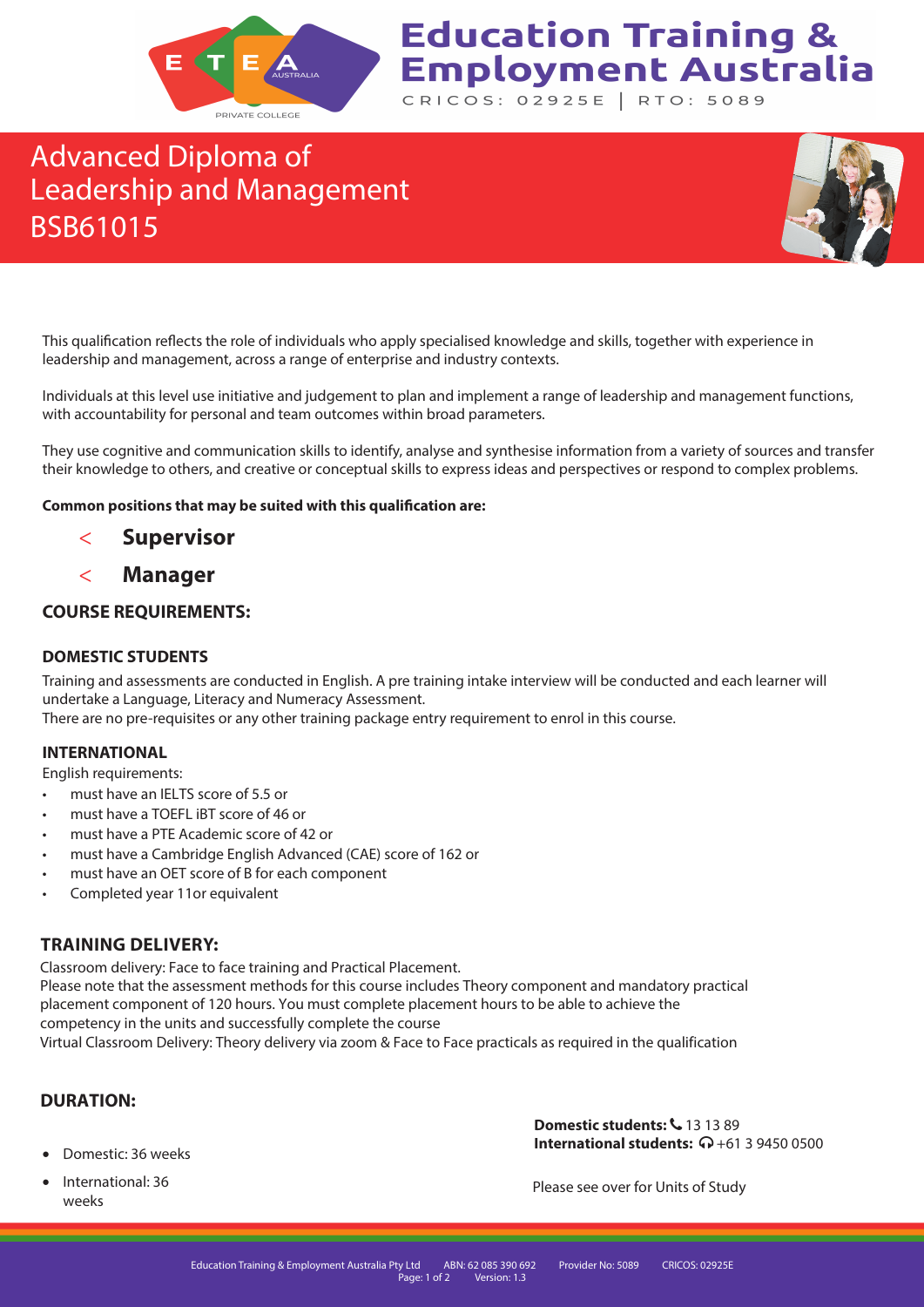# Education Training & Employment Australia

CRICOS: 02925E | RTO: 5089

# Advanced Diploma of Leadership and Management BSB61015

This qualification reflects the role of individuals who apply specialised knowledge and skills, together with experience in leadership and management, across a range of enterprise and industry contexts.

Individuals at this level use initiative and judgement to plan and implement a range of leadership and management functions, with accountability for personal and team outcomes within broad parameters.

They use cognitive and communication skills to identify, analyse and synthesise information from a variety of sources and transfer their knowledge to others, and creative or conceptual skills to express ideas and perspectives or respond to complex problems.

**Common positions that may be suited with this qualification are:**

- **Supervisor**
- **Manager**

## COURSE REQUIREMENTS:

### DOMESTIC STUDENTS

Training and assessments are conducted in English. A pre training intake interview will be conducted and each learner will undertake a Language, Literacy and Numeracy Assessment.
There are no pre-requisites or any other training package entry requirement to enrol in this course.

### INTERNATIONAL

English requirements:

- must have an IELTS score of 5.5 or
- must have a TOEFL iBT score of 46 or
- must have a PTE Academic score of 42 or
- must have a Cambridge English Advanced (CAE) score of 162 or
- must have an OET score of B for each component
- Completed year 11or equivalent

## TRAINING DELIVERY:

Classroom delivery: Face to face training and Practical Placement.
Please note that the assessment methods for this course includes Theory component and mandatory practical placement component of 120 hours. You must complete placement hours to be able to achieve the competency in the units and successfully complete the course
Virtual Classroom Delivery: Theory delivery via zoom & Face to Face practicals as required in the qualification

## DURATION:

- Domestic: 36 weeks
- International: 36 weeks

**Domestic students:** 13 13 89
**International students:** +61 3 9450 0500

Please see over for Units of Study

Education Training & Employment Australia Pty Ltd ABN: 62 085 390 692 Provider No: 5089 CRICOS: 02925E
Version: 1.3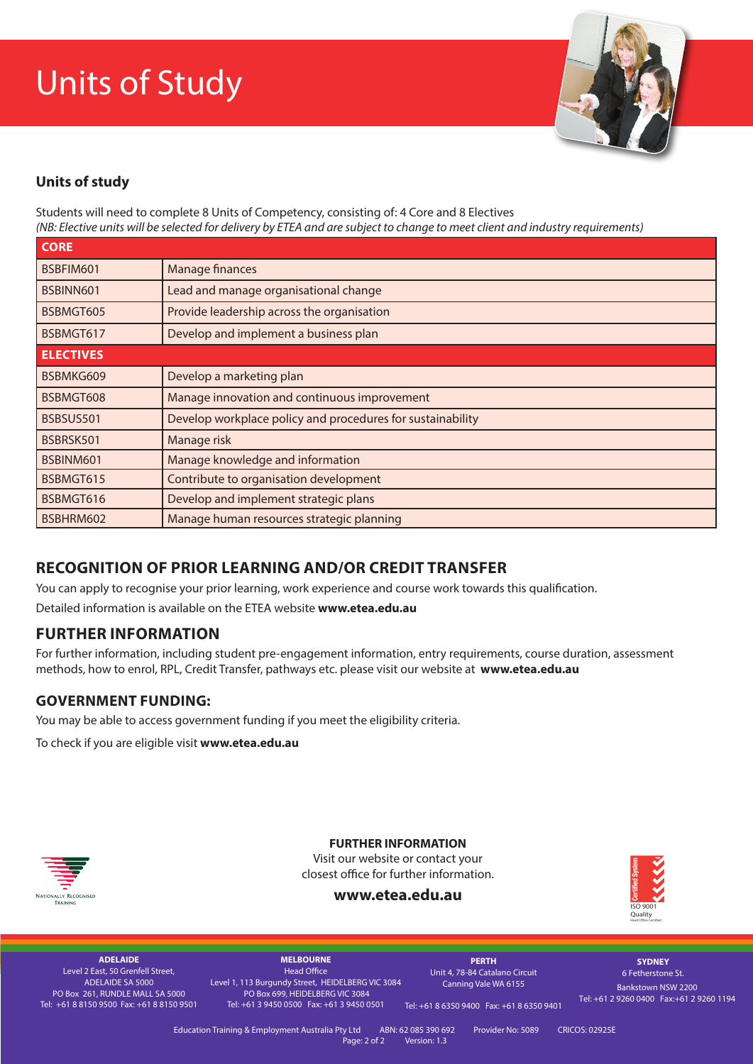# Units of Study

## Units of study

Students will need to complete 8 Units of Competency, consisting of: 4 Core and 8 Electives

*(NB: Elective units will be selected for delivery by ETEA and are subject to change to meet client and industry requirements)*

| CORE | |
|---|---|
| BSBFIM601 | Manage finances |
| BSBINN601 | Lead and manage organisational change |
| BSBMGT605 | Provide leadership across the organisation |
| BSBMGT617 | Develop and implement a business plan |
| **ELECTIVES** | |
| BSBMKG609 | Develop a marketing plan |
| BSBMGT608 | Manage innovation and continuous improvement |
| BSBSUS501 | Develop workplace policy and procedures for sustainability |
| BSBRSK501 | Manage risk |
| BSBINM601 | Manage knowledge and information |
| BSBMGT615 | Contribute to organisation development |
| BSBMGT616 | Develop and implement strategic plans |
| BSBHRM602 | Manage human resources strategic planning |

## RECOGNITION OF PRIOR LEARNING AND/OR CREDIT TRANSFER

You can apply to recognise your prior learning, work experience and course work towards this qualification.

Detailed information is available on the ETEA website **www.etea.edu.au**

## FURTHER INFORMATION

For further information, including student pre-engagement information, entry requirements, course duration, assessment methods, how to enrol, RPL, Credit Transfer, pathways etc. please visit our website at **www.etea.edu.au**

## GOVERNMENT FUNDING:

You may be able to access government funding if you meet the eligibility criteria.

To check if you are eligible visit **www.etea.edu.au**

NATIONALLY RECOGNISED TRAINING

**FURTHER INFORMATION**

Visit our website or contact your closest office for further information.

**www.etea.edu.au**

Certified System ISO 9001 Quality Head Office Certified

**ADELAIDE**
Level 2 East, 50 Grenfell Street,
ADELAIDE SA 5000
PO Box 261, RUNDLE MALL SA 5000
Tel: +61 8 8150 9500 Fax: +61 8 8150 9501

**MELBOURNE**
Head Office
Level 1, 113 Burgundy Street, HEIDELBERG VIC 3084
PO Box 699, HEIDELBERG VIC 3084
Tel: +61 3 9450 0500 Fax: +61 3 9450 0501

**PERTH**
Unit 4, 78-84 Catalano Circuit
Canning Vale WA 6155
Tel: +61 8 6350 9400 Fax: +61 8 6350 9401

**SYDNEY**
6 Fetherstone St.
Bankstown NSW 2200
Tel: +61 2 9260 0400 Fax:+61 2 9260 1194

Education Training & Employment Australia Pty Ltd ABN: 62 085 390 692 Provider No: 5089 CRICOS: 02925E
Version: 1.3